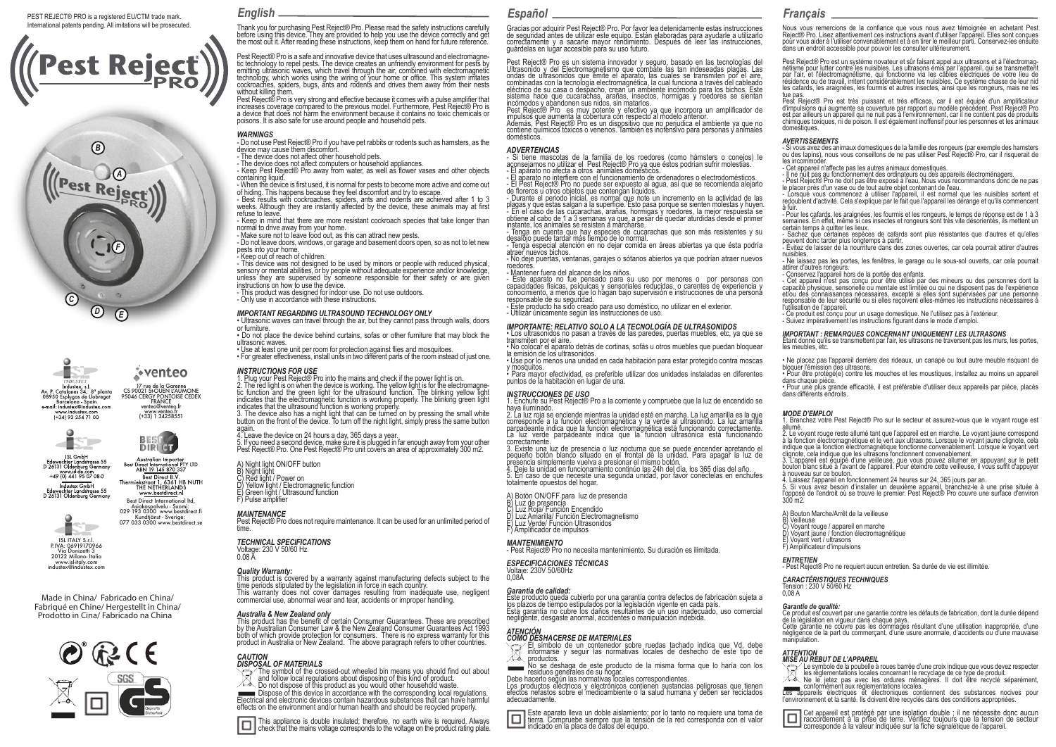PEST REJECT® PRO is a registered EU/CTM trade mark.
International patents pending. All imitations will be prosecuted.

Pest Reject® PRO

B A F C D E

INDUSTEX
Industex, s.l.
Av. P. Catalanes 34, 8ª planta
08950 Esplugas de Llobregat
Barcelona - Spain
e-mail: industex@industex.com
www.industex.com
(+34) 93 254 71 00

venteo
17 rue de la Garenne
CS 90021 St-OUEN L'AUMONE
95046 CERGY PONTOISE CEDEX
FRANCE
venteo@venteo.fr
www.venteo.fr
(+33) 1 34258551

ISL GmbH
Edewechter Landstrasse 55
D 26131 Oldenburg Germany
www.isl-de.com
+49 (0) 441 95 07 08-0

Industex GmbH
Edewechter Landstrasse 55
D 26131 Oldenburg Germany

Australian Importer
Best Direct International PTY LTD
ABN 19 145 870 337

Best Direct B.V.
Thermiekstraat 1, 6361 HB NUTH
THE NETHERLANDS
www.bestdirect.nl

Best Direct International ltd,
Asiakaspalvelu - Suomi:
029 193 0300 www.bestdirect.fi
Kundtjänst - Sverige:
077 033 0300 www.bestdirect.se

ISL ITALY S.r.l.
P.IVA: 06919170966
Via Donizetti 3
20122 Milano- Italia
www.isl-italy.com
industex@industex.com

Made in China/ Fabricado en China/
Fabriqué en Chine/ Hergestellt in China/
Prodotto in Cina/ Fabricado na China

## English

Thank you for purchasing Pest Reject® Pro. Please read the safety instructions carefully before using this device. They are provided to help you use the device correctly and get the most out it. After reading these instructions, keep them on hand for future reference.

Pest Reject® Pro is a safe and innovative device that uses ultrasound and electromagnetic technology to repel pests. The device creates an unfriendly environment for pests by emitting ultrasonic waves, which travel through the air, combined with electromagnetic technology, which works using the wiring of your home or office. This system irritates cockroaches, spiders, bugs, ants and rodents and drives them away from their nests without killing them.

Pest Reject® Pro is very strong and effective because it comes with a pulse amplifier that increases coverage compared to the previous model. Furthermore, Pest Reject® Pro is a device that does not harm the environment because it contains no toxic chemicals or poisons. It is also safe for use around people and household pets.

### WARNINGS

- Do not use Pest Reject® Pro if you have pet rabbits or rodents such as hamsters, as the device may cause them discomfort.
- The device does not affect other household pets.
- The device does not affect computers or household appliances.
- Keep Pest Reject® Pro away from water, as well as flower vases and other objects containing liquid.
- When the device is first used, it is normal for pests to become more active and come out of hiding. This happens because they feel discomfort and try to escape.
- Best results with cockroaches, spiders, ants and rodents are achieved after 1 to 3 weeks. Although they are instantly affected by the device, these animals may at first refuse to leave.
- Keep in mind that there are more resistant cockroach species that take longer than normal to drive away from your home.
- Make sure not to leave food out, as this can attract new pests.
- Do not leave doors, windows, or garage and basement doors open, so as not to let new pests into your home.
- Keep out of reach of children.
- This device was not designed to be used by minors or people with reduced physical, sensory or mental abilities, or by people without adequate experience and/or knowledge, unless they are supervised by someone responsible for their safety or are given instructions on how to use the device.
- This product was designed for indoor use. Do not use outdoors.
- Only use in accordance with these instructions.

### IMPORTANT REGARDING ULTRASOUND TECHNOLOGY ONLY

• Ultrasonic waves can travel through the air, but they cannot pass through walls, doors or furniture.
• Do not place the device behind curtains, sofas or other furniture that may block the ultrasonic waves.
• Use at least one unit per room for protection against flies and mosquitoes.
• For greater effectiveness, install units in two different parts of the room instead of just one.

### INSTRUCTIONS FOR USE

1. Plug your Pest Reject® Pro into the mains and check if the power light is on.
2. The red light is on when the device is working. The yellow light is for the electromagnetic function and the green light for the ultrasound function. The blinking yellow light indicates that the electromagnetic function is working properly. The blinking green light indicates that the ultrasound function is working properly.
3. The device also has a night light that can be turned on by pressing the small white button on the front of the device. To turn off the night light, simply press the same button again.
4. Leave the device on 24 hours a day, 365 days a year.
5. If you need a second device, make sure it is plugged in far enough away from your other Pest Reject® Pro. One Pest Reject® Pro unit covers an area of approximately 300 m2.

A) Night light ON/OFF button
B) Night light
C) Red light / Power on
D) Yellow light / Electromagnetic function
E) Green light / Ultrasound function
F) Pulse amplifier

### MAINTENANCE

Pest Reject® Pro does not require maintenance. It can be used for an unlimited period of time.

### TECHNICAL SPECIFICATIONS

Voltage: 230 V 50/60 Hz
0.08 A

### Quality Warranty:

This product is covered by a warranty against manufacturing defects subject to the time periods stipulated by the legislation in force in each country.
This warranty does not cover damages resulting from inadequate use, negligent commercial use, abnormal wear and tear, accidents or improper handling.

### Australia & New Zealand only

This product has the benefit of certain Consumer Guarantees. These are prescribed by the Australian Consumer Law & the New Zealand Consumer Guarantees Act 1993 both of which provide protection for consumers. There is no express warranty for this product in Australia or New Zealand. The above paragraph refers to other countries.

### CAUTION
### DISPOSAL OF MATERIALS

The symbol of the crossed-out wheeled bin means you should find out about and follow local regulations about disposing of this kind of product.
Do not dispose of this product as you would other household waste.
Dispose of this device in accordance with the corresponding local regulations.
Electrical and electronic devices contain hazardous substances that can have harmful effects on the environment and/or human health and should be recycled properly.

This appliance is double insulated; therefore, no earth wire is required. Always check that the mains voltage corresponds to the voltage on the product rating plate.

## Español

Gracias por adquirir Pest Reject® Pro. Por favor lea detenidamente estas instrucciones de seguridad antes de utilizar este equipo. Están elaboradas para ayudarle a utilizarlo correctamente y a sacarle mayor rendimiento. Después de leer las instrucciones, guárdelas en lugar accesible para su uso futuro.

Pest Reject® Pro es un sistema innovador y seguro, basado en las tecnologías del Ultrasonido y del Electromagnetismo que combate las tan indeseadas plagas. Las ondas de ultrasonidos que emite el aparato, las cuales se transmiten por el aire, combinadas con la tecnología electromagnética, la cual funciona a través del cableado eléctrico de su casa o despacho, crean un ambiente incómodo para los bichos. Este sistema hace que cucarachas, arañas, insectos, hormigas y roedores se sientan incómodos y abandonen sus nidos, sin matarlos.
Pest Reject® Pro es muy potente y efectivo ya que incorpora un amplificador de impulsos que aumenta la cobertura con respecto al modelo anterior.
Además, Pest Reject® Pro es un dispositivo que no perjudica el ambiente ya que no contiene químicos tóxicos o venenos. También es inofensivo para personas y animales domésticos.

### ADVERTENCIAS

- Si tiene mascotas de la familia de los roedores (como hámsters o conejos) le aconsejamos no utilizar el Pest Reject® Pro ya que éstos podrían sufrir molestias.
- El aparato no afecta a otros animales domésticos.
- El aparato no interfiere con el funcionamiento de ordenadores o electrodomésticos.
- El Pest Reject® Pro no puede ser expuesto al agua, así que se recomienda alejarlo de floreros u otros objetos que contengan líquidos.
- Durante el periodo inicial, es normal que note un incremento en la actividad de las plagas y que éstas salgan a la superficie. Esto pasa porque se sienten molestas y huyen.
- En el caso de las cucarachas, arañas, hormigas y roedores, la mejor respuesta se obtiene al cabo de 1 a 3 semanas ya que, a pesar de quedar aturdidas desde el primer instante, los animales se resisten a marcharse.
- Tenga en cuenta que hay especies de cucarachas que son más resistentes y su desalojo puede tardar más tiempo de lo normal.
- Tenga especial atención en no dejar comida en áreas abiertas ya que ésta podría atraer nuevos bichos.
- No deje puertas, ventanas, garajes o sótanos abiertos ya que podrían atraer nuevos roedores.
- Mantener fuera del alcance de los niños.
- Este aparato no fue pensado para su uso por menores o por personas con capacidades físicas, psíquicas y sensoriales reducidas, o carentes de experiencia y conocimiento, a menos que lo hagan bajo supervisión e instrucciones de una persona responsable de su seguridad.
- Este producto ha sido creado para uso doméstico, no utilizar en el exterior.
- Utilizar únicamente según las instrucciones de uso.

### IMPORTANTE: RELATIVO SOLO A LA TECNOLOGÍA DE ULTRASONIDOS

• Los ultrasonidos no pasan a través de las paredes, puertas muebles, etc, ya que se transmiten por el aire.
• No colocar el aparato detrás de cortinas, sofás u otros muebles que puedan bloquear la emisión de los ultrasonidos.
• Use por lo menos una unidad en cada habitación para estar protegido contra moscas y mosquitos.
• Para mayor efectividad, es preferible utilizar dos unidades instaladas en diferentes puntos de la habitación en lugar de una.

### INSTRUCCIONES DE USO

1. Enchufe su Pest Reject® Pro a la corriente y compruebe que la luz de encendido se haya iluminado.
2. La luz roja se enciende mientras la unidad esté en marcha. La luz amarilla es la que corresponda a la función electromagnética y la verde al ultrasonido. La luz amarilla parpadeante indica que la función electromagnética está funcionando correctamente. La luz verde parpadeante indica que la función ultrasónica está funcionando correctamente.
3. Existe una luz de presencia o luz nocturna que se puede encender apretando el pequeño botón blanco situado en el frontal de la unidad. Para apagar la luz de presencia simplemente vuelva a presionar el mismo botón.
4. Deje la unidad en funcionamiento continúo las 24h del día, los 365 días del año.
5. En caso de que necesite una segunda unidad, por favor conéctelas en enchufes totalmente opuestos del hogar.

A) Botón ON/OFF para luz de presencia
B) Luz de presencia
C) Luz Roja/ Función Encendido
D) Luz Amarilla/ Función Electromagnetismo
E) Luz Verde/ Función Ultrasonidos
F) Amplificador de impulsos

### MANTENIMIENTO

- Pest Reject® Pro no necesita mantenimiento. Su duración es ilimitada.

### ESPECIFICACIONES TÉCNICAS

Voltaje: 230V 50/60Hz
0,08A

### Garantía de calidad:

Este producto queda cubierto por una garantía contra defectos de fabricación sujeta a los plazos de tiempo estipulados por la legislación vigente en cada país.
Esta garantía no cubre los daños resultantes de un uso inadecuado, uso comercial negligente, desgaste anormal, accidentes o manipulación indebida.

### ATENCIÓN
### CÓMO DESHACERSE DE MATERIALES

El símbolo de un contenedor sobre ruedas tachado indica que Vd. debe informarse y seguir las normativas locales de deshecho de este tipo de productos.
No se deshaga de este producto de la misma forma que lo haría con los residuos generales de su hogar.
Debe hacerlo según las normativas locales correspondientes.
Los productos eléctricos y electrónicos contienen sustancias peligrosas que tienen efectos nefastos sobre el medioambiente o la salud humana y deben ser reciclados adecuadamente.

Este aparato lleva un doble aislamiento; por lo tanto no requiere una toma de tierra. Compruebe siempre que la tensión de la red corresponda con el valor indicado en la placa de datos del equipo.

## Français

Nous vous remercions de la confiance que vous nous avez témoignée en achetant Pest Reject® Pro. Lisez attentivement ces instructions avant d'utiliser l'appareil. Elles sont conçues pour vous aider à l'utiliser convenablement et à en tirer le meilleur parti. Conservez-les ensuite dans un endroit accessible pour pouvoir les consulter ultérieurement.

Pest Reject® Pro est un système novateur et sûr faisant appel aux ultrasons et à l'électromagnétisme pour lutter contre les nuisibles. Les ultrasons émis par l'appareil, qui se transmettent par l'air, et l'électromagnétisme, qui fonctionne via les câbles électriques de votre lieu de résidence ou de travail, irritent considérablement les nuisibles. Ce système chasse de leur nid les cafards, les araignées, les fourmis et autres insectes, ainsi que les rongeurs, mais ne les tue pas.
Pest Reject® Pro est très puissant et très efficace, car il est équipé d'un amplificateur d'impulsions qui augmente sa couverture par rapport au modèle précédent. Pest Reject® Pro est par ailleurs un appareil qui ne nuit pas à l'environnement, car il ne contient pas de produits chimiques toxiques, ni de poison. Il est également inoffensif pour les personnes et les animaux domestiques.

### AVERTISSEMENTS

- Si vous avez des animaux domestiques de la famille des rongeurs (par exemple des hamsters ou des lapins), nous vous conseillons de ne pas utiliser Pest Reject® Pro, car il risquerait de les incommoder.
- Cet appareil n'affecte pas les autres animaux domestiques.
- Il ne nuit pas au fonctionnement des ordinateurs ou des appareils électroménagers.
- Pest Reject® Pro ne doit pas être exposé à l'eau. Nous vous recommandons donc de ne pas le placer près d'un vase ou de tout autre objet contenant de l'eau.
- Lorsque vous commencez à utiliser l'appareil, il est normal que les nuisibles sortent et redoublent d'activité. Cela s'explique par le fait que l'appareil les dérange et qu'ils commencent à fuir.
- Pour les cafards, les araignées, les fourmis et les rongeurs, le temps de réponse est de 1 à 3 semaines. En effet, même si ces insectes et rongeurs sont très vite désorientés, ils mettent un certain temps à quitter les lieux.
- Sachez que certaines espèces de cafards sont plus résistantes que d'autres et qu'elles peuvent donc tarder plus longtemps à partir.
- Évitez de laisser de la nourriture dans des zones ouvertes, car cela pourrait attirer d'autres nuisibles.
- Ne laissez pas les portes, les fenêtres, le garage ou le sous-sol ouverts, car cela pourrait attirer d'autres rongeurs.
- Conservez l'appareil hors de la portée des enfants.
- Cet appareil n'est pas conçu pour être utilisé par des mineurs ou des personnes dont la capacité physique, sensorielle ou mentale est limitée ou qui ne disposent pas de l'expérience et/ou des connaissances nécessaires, excepté si elles sont supervisées par une personne responsable de leur sécurité ou si elles reçoivent elles-mêmes les instructions nécessaires à l'utilisation de l'appareil.
- Ce produit est conçu pour un usage domestique. Ne l'utilisez pas à l'extérieur.
- Suivez impérativement les instructions figurant dans le mode d'emploi.

### IMPORTANT : REMARQUES CONCERNANT UNIQUEMENT LES ULTRASONS

Étant donné qu'ils se transmettent par l'air, les ultrasons ne traversent pas les murs, les portes, les meubles, etc.

• Ne placez pas l'appareil derrière des rideaux, un canapé ou tout autre meuble risquant de bloquer l'émission des ultrasons.
• Pour être protégé(e) contre les mouches et les moustiques, installez au moins un appareil dans chaque pièce.
• Pour une plus grande efficacité, il est préférable d'utiliser deux appareils par pièce, placés dans différents endroits.

### MODE D'EMPLOI

1. Branchez votre Pest Reject® Pro sur le secteur et assurez-vous que le voyant rouge est allumé.
2. Le voyant rouge reste allumé tant que l'appareil est en marche. Le voyant jaune correspond à la fonction électromagnétique et le vert aux ultrasons. Lorsque le voyant jaune clignote, cela indique que la fonction électromagnétique fonctionne convenablement. Lorsque le voyant vert clignote, cela indique que les ultrasons fonctionnent convenablement.
3. L'appareil est équipé d'une veilleuse, que vous pouvez allumer en appuyant sur le petit bouton blanc situé à l'avant de l'appareil. Pour éteindre cette veilleuse, il vous suffit d'appuyer à nouveau sur ce bouton.
4. Laissez l'appareil en fonctionnement 24 heures sur 24, 365 jours par an.
5. Si vous avez besoin d'installer un deuxième appareil, branchez-le à une prise située à l'opposé de l'endroit où se trouve le premier. Pest Reject® Pro couvre une surface d'environ 300 m2.

A) Bouton Marche/Arrêt de la veilleuse
B) Veilleuse
C) Voyant rouge / appareil en marche
D) Voyant jaune / fonction électromagnétique
E) Voyant vert / ultrasons
F) Amplificateur d'impulsions

### ENTRETIEN

- Pest Reject® Pro ne requiert aucun entretien. Sa durée de vie est illimitée.

### CARACTÉRISTIQUES TECHNIQUES

Tension : 230 V 50/60 Hz
0,08 A

### Garantie de qualité:

Ce produit est couvert par une garantie contre les défauts de fabrication, dont la durée dépend de la législation en vigueur dans chaque pays.
Cette garantie ne couvre pas les dommages résultant d'une utilisation inappropriée, d'une négligence de la part du commerçant, d'une usure anormale, d'accidents ou d'une mauvaise manipulation.

### ATTENTION
### MISE AU REBUT DE L'APPAREIL

Le symbole de la poubelle à roues barrée d'une croix indique que vous devez respecter les réglementations locales concernant le recyclage de ce type de produit.
Ne le jetez pas avec les ordures ménagères. Il doit être recyclé séparément, conformément aux réglementations locales.
Les appareils électriques et électroniques contiennent des substances nocives pour l'environnement et la santé. Ils doivent être recyclés dans des conditions appropriées.

Cet appareil est protégé par une isolation double ; il ne nécessite donc aucun raccordement à la prise de terre. Vérifiez toujours que la tension de secteur corresponde à la valeur indiquée sur la fiche signalétique de l'appareil.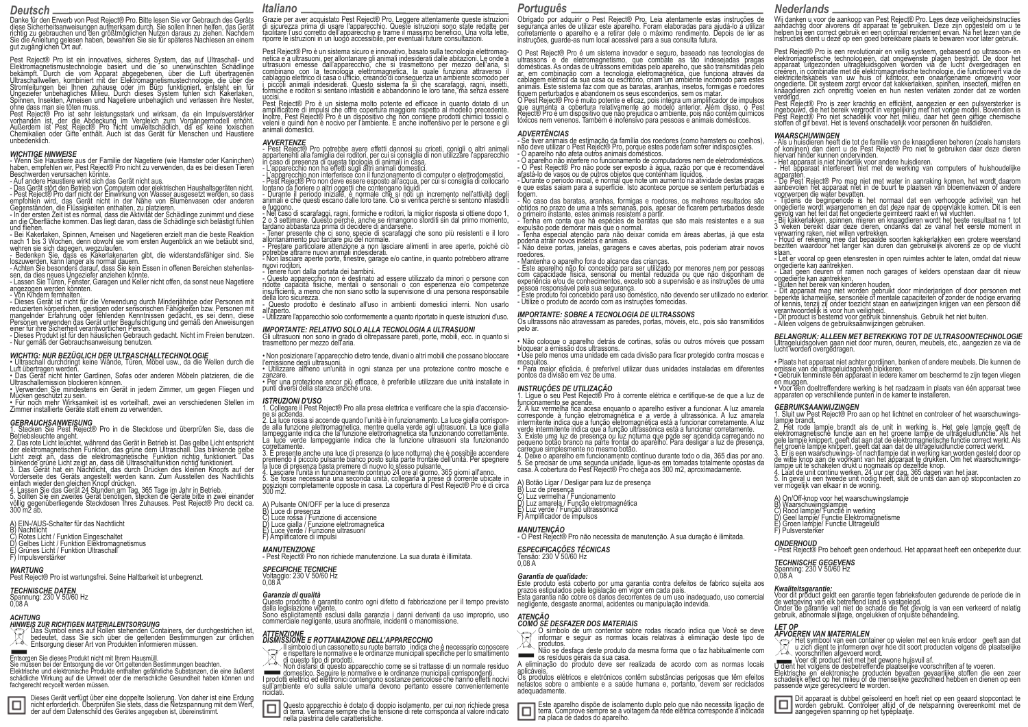# Deutsch

Danke für den Erwerb von Pest Reject® Pro. Bitte lesen Sie vor Gebrauch des Geräts diese Sicherheitsanweisungen aufmerksam durch. Sie sollen Ihnen helfen, das Gerät richtig zu gebrauchen und den größtmöglichen Nutzen daraus zu ziehen. Nachdem Sie die Anleitung gelesen haben, bewahren Sie sie für späteres Nachlesen an einem gut zugänglichen Ort auf.

Pest Reject® Pro ist ein innovatives, sicheres System, das auf Ultraschall- und Elektromagnetismustechnologie basiert und die so unerwünschten Schädlinge bekämpft. Durch die vom Apparat abgegebenen, über die Luft übertragenen Ultraschallwellen, kombiniert mit der Elektromagnetismustechnologie, die über die Stromleitungen bei Ihnen zuhause oder im Büro funktioniert, entsteht ein für Ungeziefer unbehagliches Milieu. Durch dieses System fühlen sich Kakerlaken, Spinnen, Insekten, Ameisen und Nagetiere unbehaglich und verlassen ihre Nester, ohne dass man sie töten muss.

Pest Reject® Pro ist sehr leistungsstark und wirksam, da ein Impulsverstärker vorhanden ist, der die Abdeckung im Vergleich zum Vorgängermodell erhöht. Außerdem ist Pest Reject® Pro nicht umweltschädlich, da es keine toxischen Chemikalien oder Gifte enthält. Auch ist das Gerät für Menschen und Haustiere unbedenklich.

### WICHTIGE HINWEISE

- Wenn Sie Haustiere aus der Familie der Nagetiere (wie Hamster oder Kaninchen) haben, empfehlen wir, Pest Reject® Pro nicht zu verwenden, da es bei diesen Tieren Beschwerden verursachen könnte.
- Auf andere Haustiere wirkt sich das Gerät nicht aus.
- Das Gerät stört den Betrieb von Computern oder elektrischen Haushaltsgeräten nicht.
- Pest Reject® Pro darf nicht der Einwirkung von Wasser ausgesetzt werden, so dass empfohlen wird, das Gerät nicht in der Nähe von Blumenvasen oder anderen Gegenständen, die Flüssigkeiten enthalten, zu platzieren.
- In der ersten Zeit ist es normal, dass die Aktivität der Schädlinge zunimmt und diese an die Oberfläche kommen. Das liegt daran, dass die Schädlinge sich belästigt fühlen und fliehen.
- Bei Kakerlaken, Spinnen, Ameisen und Nagetieren erzielt man die beste Reaktion nach 1 bis 3 Wochen, denn obwohl sie vom ersten Augenblick an wie betäubt sind, wehren sie sich dagegen, wegzulaufen.
- Bedenken Sie, dass es Kakerlakenarten gibt, die widerstandsfähiger sind. Sie loszuwerden, kann länger als normal dauern.
- Achten Sie besonders darauf, dass Sie kein Essen in offenen Bereichen stehenlassen, da dies neues Ungeziefer anziehen könnte.
- Lassen Sie Türen, Fenster, Garagen und Keller nicht offen, da sonst neue Nagetiere angezogen werden könnten.
- Von Kindern fernhalten.
- Dieses Gerät ist nicht für die Verwendung durch Minderjährige oder Personen mit reduzierten körperlichen, geistigen oder sensorischen Fähigkeiten bzw. Personen mit mangelnder Erfahrung oder fehlenden Kenntnissen gedacht, es sei denn, diese Personen verwenden das Gerät unter Beaufsichtigung und gemäß den Anweisungen einer für ihre Sicherheit verantwortlichen Person.
- Dieses Produkt ist für den häuslichen Gebrauch gedacht. Nicht im Freien benutzen.
- Nur gemäß der Gebrauchsanweisung benutzen.

### WICHTIG: NUR BEZÜGLICH DER ULTRASCHALLTECHNOLOGIE

• Ultraschall durchdringt keine Wände, Türen, Möbel usw., da die Wellen durch die Luft übertragen werden.
• Das Gerät nicht hinter Gardinen, Sofas oder anderen Möbeln platzieren, die die Ultraschallemission blockieren können.
• Verwenden Sie mindestens ein Gerät in jedem Zimmer, um gegen Fliegen und Mücken geschützt zu sein.
• Für noch mehr Wirksamkeit ist es vorteilhaft, zwei an verschiedenen Stellen im Zimmer installierte Geräte statt einem zu verwenden.

### GEBRAUCHSANWEISUNG

1. Stecken Sie Pest Reject® Pro in die Steckdose und überprüfen Sie, dass die Betriebsleuchte angeht.
2. Das rote Licht leuchtet, während das Gerät in Betrieb ist. Das gelbe Licht entspricht der elektromagnetischen Funktion, das grüne dem Ultraschall. Das blinkende gelbe Licht zeigt an, dass die elektromagnetische Funktion richtig funktioniert. Das blinkende grüne Licht zeigt an, dass die Ultraschallfunktion richtig funktioniert.
3. Das Gerät hat ein Nachtlicht, das durch Drücken des kleinen Knopfs auf der Vorderseite des Geräts angestellt werden kann. Zum Ausstellen des Nachtlichts einfach wieder den gleichen Knopf drücken.
4. Lassen Sie das Gerät 24 Stunden am Tag, 365 Tage im Jahr in Betrieb.
5. Sollten Sie ein zweites Gerät benötigen, stecken die Geräte bitte in zwei einander völlig gegenüberliegende Steckdosen Ihres Zuhauses. Pest Reject® Pro deckt ca. 300 m2 ab.

A) EIN-/AUS-Schalter für das Nachtlicht
B) Nachtlicht
C) Rotes Licht / Funktion Eingeschaltet
D) Gelbes Licht / Funktion Elektromagnetismus
E) Grünes Licht / Funktion Ultraschall
F) Impulsverstärker

### WARTUNG

Pest Reject® Pro ist wartungsfrei. Seine Haltbarkeit ist unbegrenzt.

### TECHNISCHE DATEN

Spannung: 230 V 50/60 Hz
0,08 A

### ACHTUNG
### HINWEIS ZUR RICHTIGEN MATERIALENTSORGUNG

Das Symbol eines auf Rollen stehenden Containers, der durchgestrichen ist, bedeutet, dass Sie sich über die geltenden Bestimmungen zur örtlichen Entsorgung dieser Art von Produkten informieren müssen.

Entsorgen Sie dieses Produkt nicht mit Ihrem Hausmüll.
Sie müssen bei der Entsorgung die vor Ort geltenden Bestimmungen beachten.
Elektrische und elektronische Produkte enthalten gefährliche Substanzen, die eine äußerst schädliche Wirkung auf die Umwelt oder die menschliche Gesundheit haben können und fachgerecht recycelt werden müssen.

Dieses Gerät verfügt über eine doppelte Isolierung. Von daher ist eine Erdung nicht erforderlich. Überprüfen Sie stets, dass die Netzspannung mit dem Wert, der auf dem Datenschild des Gerätes angegeben ist, übereinstimmt.

# Italiano

Grazie per aver acquistato Pest Reject® Pro. Leggere attentamente queste istruzioni di sicurezza prima di usare l'apparecchio. Queste istruzioni sono state redatte per facilitare l'uso corretto dell'apparecchio e trarne il massimo beneficio. Una volta lette, riporre le istruzioni in un luogo accessibile, per eventuali future consultazioni.

Pest Reject® Pro è un sistema sicuro e innovativo, basato sulla tecnologia elettromagnetica e a ultrasuoni, per allontanare gli animali indesiderati dalle abitazioni. Le onde a ultrasuoni emesse dall'apparecchio, che si trasmettono per mezzo dell'aria, si combinano con la tecnologia elettromagnetica, la quale funziona attraverso il cablaggio elettrico di casa o ufficio, creando di conseguenza un ambiente scomodo per i piccoli animali indesiderati. Questo sistema fa sì che scarafaggi, ragni, insetti, formiche e roditori si sentano infastiditi e abbandonino le loro tane, ma senza essere uccisi.

Pest Reject® Pro è un sistema molto potente ed efficace in quanto dotato di un amplificatore di impulsi che offre copertura maggiore rispetto al modello precedente. Inoltre, Pest Reject® Pro è un dispositivo che non contiene prodotti chimici tossici o veleni e quindi non è nocivo per l'ambiente. È anche inoffensivo per le persone e gli animali domestici.

### AVVERTENZE

- Pest Reject® Pro potrebbe avere effetti dannosi su criceti, conigli o altri animali appartenenti alla famiglia dei roditori, per cui si consiglia di non utilizzare l'apparecchio in caso di presenza di questa tipologia di animali in casa.
- L'apparecchio non ha effetti sugli altri animali domestici.
- L'apparecchio non interferisce con il funzionamento di computer o elettrodomestici.
- Pest Reject® Pro non deve essere esposto all'acqua, per cui si consiglia di collocarlo lontano da fioriere o altri oggetti che contengano liquidi.
- Durante il periodo iniziale, è normale che si noti un incremento nell'attività degli animali e che questi escano dalle loro tane. Ciò si verifica perché si sentono infastiditi e fuggono.
- Nel caso di scarafaggi, ragni, formiche e roditori, la miglior risposta si ottiene dopo 1, 2 o 3 settimane. Questo perché, anche se rimangono storditi sin dal primo momento, tardano abbastanza prima di decidere di andarsene.
- Tener presente che ci sono specie di scarafaggi che sono più resistenti e il loro allontanamento può tardare più del normale.
- Prestare particolare attenzione a non lasciare alimenti in aree aperte, poiché ciò potrebbe attrarre nuovi animali indesiderati.
- Non lasciare aperte porte, finestre, garage e/o cantine, in quanto potrebbero attrarre nuovi roditori.
- Tenere fuori dalla portata dei bambini.
- Questo apparecchio non è destinato ad essere utilizzato da minori o persone con ridotte capacità fisiche, mentali o sensoriali o con esperienza e/o competenze insufficienti, a meno che non siano sotto la supervisione di una persona responsabile della loro sicurezza.
- Questo prodotto è destinato all'uso in ambienti domestici interni. Non usarlo all'aperto.
- Utilizzare l'apparecchio solo conformemente a quanto riportato in queste istruzioni d'uso.

### IMPORTANTE: RELATIVO SOLO ALLA TECNOLOGIA A ULTRASUONI

Gli ultrasuoni non sono in grado di oltrepassare pareti, porte, mobili, ecc. in quanto si trasmettono per mezzo dell'aria.

• Non posizionare l'apparecchio dietro tende, divani o altri mobili che possano bloccare l'emissione degli ultrasuoni.
• Utilizzare almeno un'unità in ogni stanza per una protezione contro mosche e zanzare.
• Per una protezione ancor più efficace, è preferibile utilizzare due unità installate in punti diversi della stanza anziché una.

### ISTRUZIONI D'USO

1. Collegare il Pest Reject® Pro alla presa elettrica e verificare che la spia d'accensione si accenda.
2. La luce rossa si accende quando l'unità è in funzionamento. La luce gialla corrisponde alla funzione elettromagnetica, mentre quella verde agli ultrasuoni. La luce gialla lampeggiante indica che la funzione elettromagnetica sta funzionando correttamente. La luce verde lampeggiante indica che la funzione ultrasuoni sta funzionando correttamente.
3. È presente anche una luce di presenza (o luce notturna) che è possibile accendere premendo il piccolo pulsante bianco posto sulla parte frontale dell'unità. Per spegnere la luce di presenza basta premere di nuovo lo stesso pulsante.
4. Lasciare l'unità in funzionamento continuo 24 ore al giorno, 365 giorni all'anno.
5. Se fosse necessaria una seconda unità, collegarla a prese di corrente ubicate in posizioni completamente opposte in casa. La copertura di Pest Reject® Pro è di circa 300 m2.

A) Pulsante ON/OFF per la luce di presenza
B) Luce di presenza
C) Luce rossa / Funzione di accensione
D) Luce gialla / Funzione elettromagnetica
E) Luce verde / Funzione ultrasuoni
F) Amplificatore di impulsi

### MANUTENZIONE

- Pest Reject® Pro non richiede manutenzione. La sua durata è illimitata.

### SPECIFICHE TECNICHE

Voltaggio: 230 V 50/60 Hz
0,08 A

### Garanzia di qualità

Questo prodotto è garantito contro ogni difetto di fabbricazione per il tempo previsto dalla legislazione vigente.
Sono esplicitamente esclusi dalla garanzia i danni derivanti da uso improprio, uso commerciale negligente, usura anormale, incidenti o manomissione.

### ATTENZIONE
### DISMISSIONE E ROTTAMAZIONE DELL'APPARECCHIO

Il simbolo di un cassonetto su ruote barrato indica che è necessario conoscere e rispettare le normative e le ordinanze municipali specifiche per lo smaltimento di questo tipo di prodotti.
Non disfarsi di questo apparecchio come se si trattasse di un normale residuo domestico. Seguire le normative e le ordinanze municipali corrispondenti.
I prodotti elettrici ed elettronici contengono sostanze pericolose che hanno effetti nocivi sull'ambiente e/o sulla salute umana devono pertanto essere convenientemente riciclati.

Questo apparecchio è dotato di doppio isolamento, per cui non richiede presa di terra. Verificare sempre che la tensione di rete corrisponda al valore indicato nella piastrina delle caratteristiche.

# Português

Obrigado por adquirir o Pest Reject® Pro. Leia atentamente estas instruções de segurança antes de utilizar este aparelho. Foram elaboradas para ajudá-lo a utilizar corretamente o aparelho e a retirar dele o máximo rendimento. Depois de ler as instruções, guarde-as num local acessível para a sua consulta futura.

O Pest Reject® Pro é um sistema inovador e seguro, baseado nas tecnologias de ultrassons e de eletromagnetismo, que combate as tão indesejadas pragas domésticas. As ondas de ultrassons emitidas pelo aparelho, que são transmitidas pelo ar, em combinação com a tecnologia eletromagnética, que funciona através da cablagem elétrica da sua casa ou escritório, criam um ambiente incómodo para estes animais. Este sistema faz com que as baratas, aranhas, insetos, formigas e roedores fiquem perturbados e abandonem os seus escondérijos, sem os matar.
O Pest Reject® Pro é muito potente e eficaz, pois integra um amplificador de impulsos que aumenta a cobertura relativamente ao modelo anterior. Além disso, o Pest Reject® Pro é um dispositivo que não prejudica o ambiente, pois não contém químicos tóxicos nem venenos. Também é inofensivo para pessoas e animais domésticos.

### ADVERTÊNCIAS

- Se tiver animais de estimação da família dos roedores (como hamsters ou coelhos), não deve utilizar o Pest Reject® Pro, porque estes poderiam sofrer indisposições.
- O aparelho não afeta outros animais domésticos.
- O aparelho não interfere no funcionamento de computadores nem de eletrodomésticos.
- O Pest Reject® Pro não pode ser exposto à água, razão por que é recomendável afastá-lo de vasos ou de outros objetos que contenham líquidos.
- Durante o período inicial, é normal que note um aumento na atividade destas pragas e que estas saiam para a superfície. Isto acontece porque se sentem perturbadas e fogem.
- No caso das baratas, aranhas, formigas e roedores, os melhores resultados são obtidos no prazo de uma a três semanas, pois, apesar de ficarem perturbados desde o primeiro instante, estes animais resistem a partir.
- Tenha em conta que há espécies de baratas que são mais resistentes e a sua expulsão pode demorar mais que o normal.
- Tenha especial atenção para não deixar comida em áreas abertas, já que esta poderia atrair novos insetos e animais.
- Não deixe portas, janelas, garagens e caves abertas, pois poderiam atrair novos roedores.
- Mantenha o aparelho fora do alcance das crianças.
- Este aparelho não foi concebido para ser utilizado por menores nem por pessoas com capacidade física, sensorial ou mental reduzida ou que não disponham de experiência e/ou de conhecimentos, exceto sob a supervisão e as instruções de uma pessoa responsável pela sua segurança.
- Este produto foi concebido para uso doméstico, não devendo ser utilizado no exterior.
- Utilize o produto de acordo com as instruções fornecidas.

### IMPORTANTE: SOBRE A TECNOLOGIA DE ULTRASSONS

Os ultrassons não atravessam as paredes, portas, móveis, etc., pois são transmitidos pelo ar.

• Não coloque o aparelho detrás de cortinas, sofás ou outros móveis que possam bloquear a emissão dos ultrassons.
• Use pelo menos uma unidade em cada divisão para ficar protegido contra moscas e mosquitos.
• Para maior eficácia, é preferível utilizar duas unidades instaladas em diferentes pontos da divisão em vez de uma.

### INSTRUÇÕES DE UTILIZAÇÃO

1. Ligue o seu Pest Reject® Pro à corrente elétrica e certifique-se de que a luz de funcionamento se acende.
2. A luz vermelha fica acesa enquanto o aparelho estiver a funcionar. A luz amarela corresponde à função eletromagnética e a verde à ultrassónica. A luz amarela intermitente indica que a função eletromagnética está a funcionar corretamente. A luz verde intermitente indica que a função ultrassónica está a funcionar corretamente.
3. Existe uma luz de presença ou luz noturna que pode ser acendida carregando no pequeno botão branco na parte frontal do aparelho. Para desligar a luz de presença, carregue simplesmente no mesmo botão.
4. Deixe o aparelho em funcionamento contínuo durante todo o dia, 365 dias por ano.
5. Se precisar de uma segunda unidade, ligue-as em tomadas totalmente opostas da casa. A cobertura do Pest Reject® Pro chega aos 300 m2, aproximadamente.

A) Botão Ligar / Desligar para luz de presença
B) Luz de presença
C) Luz vermelha / Funcionamento
D) Luz amarela / Função eletromagnética
E) Luz verde / Função ultrassónica
F) Amplificador de impulsos

### MANUTENÇÃO

- O Pest Reject® Pro não necessita de manutenção. A sua duração é ilimitada.

### ESPECIFICAÇÕES TÉCNICAS

Tensão: 230 V 50/60 Hz
0,08 A

### Garantia de qualidade:

Este produto está coberto por uma garantia contra defeitos de fabrico sujeita aos prazos estipulados pela legislação em vigor em cada país.
Esta garantia não cobre os danos decorrentes de um uso inadequado, uso comercial negligente, desgaste anormal, acidentes ou manipulação indevida.

### ATENÇÃO
### COMO SE DESFAZER DOS MATERIAIS

O símbolo de um contentor sobre rodas riscado indica que Você se deve informar e seguir as normas locais relativas à eliminação deste tipo de produtos.
Não se desfaça deste produto da mesma forma que o faz habitualmente com os resíduos gerais da sua casa.
A eliminação do produto deve ser realizada de acordo com as normas locais aplicáveis.
Os produtos elétricos e eletrónicos contêm substâncias perigosas que têm efeitos nefastos sobre o ambiente e a saúde humana e, portanto, devem ser reciclados adequadamente.

Este aparelho dispõe de isolamento duplo pelo que não necessita ligação de terra. Comprove sempre se a voltagem da rede elétrica corresponde à indicada na placa de dados do aparelho.

# Nederlands

Wij danken u voor de aankoop van Pest Reject® Pro. Lees deze veiligheidsinstructies aandachtig door alvorens dit apparaat te gebruiken. Deze zijn opgesteld om u te helpen bij een correct gebruik en een optimaal rendement ervan. Na het lezen van de instructies dient u deze op een goed bereikbare plaats te bewaren voor later gebruik.

Pest Reject® Pro is een revolutionair en veilig systeem, gebaseerd op ultrasoon- en elektromagnetische technologieën, dat ongewenste plagen bestrijdt. De door het apparaat uitgezonden ultrageluidsgolven worden via de lucht overgedragen en creëren, in combinatie met de elektromagnetische technologie, die functioneert via de elektriciteitskabels van uw huis of kantoor, een onaangename omgeving voor ongedierte. Dit systeem zorgt ervoor dat kakkerlakken, spinnen, insecten, mieren en knaagdieren zich ongerust voelen en hun nesten verlaten zonder dat ze worden verdelgd.
Pest Reject® Pro is zeer krachtig en efficiënt, aangezien er een pulsversterker is ingebouwd, die het bereik vergroot in vergelijking met het vorige model. Bovendien is Pest Reject® Pro niet schadelijk voor het milieu, daar het geen giftige chemische stoffen of gif bevat. Het is tevens onschadelijk voor personen en huisdieren.

### WAARSCHUWINGEN

- Als u huisdieren heeft die tot de familie van de knaagdieren behoren (zoals hamsters of konijnen) dan dient u de Pest Reject® Pro niet te gebruiken daar deze dieren hiervan hinder kunnen ondervinden.
- Het apparaat is niet hinderlijk voor andere huisdieren.
- Het apparaat interfereert niet met de werking van computers of huishoudelijke apparaten.
- De Pest Reject® Pro mag niet met water in aanraking komen, het wordt daarom aanbevolen het apparaat niet in de buurt te plaatsen van bloemenvazen of andere voorwerpen die water bevatten.
- Tijdens de beginperiode is het normaal dat een verhoogde activiteit van het ongedierte wordt waargenomen en dat deze naar de oppervlakte komen. Dit is een gevolg van het feit dat het ongedierte geïrriteerd raakt en wil vluchten.
- Bij kakkerlakken, spinnen, mieren en knaagdieren wordt het beste resultaat na 1 tot 3 weken bereikt daar deze dieren, ondanks dat ze vanaf het eerste moment in verwarring raken, niet willen vertrekken.
- Houd er rekening mee dat bepaalde soorten kakkerlakken een grotere weerstand bezitten waardoor het langer kan duren dan gebruikelijk alvorens ze op de vlucht slaan.
- Let er vooral op geen etensresten in open ruimtes achter te laten, omdat dat nieuw ongedierte kan aantrekken.
- Laat geen deuren of ramen noch garages of kelders openstaan daar dit nieuw ongedierte kan aantrekken.
- Buiten het bereik van kinderen houden.
- Dit apparaat mag niet worden gebruikt door minderjarigen of door personen met beperkte lichamelijke, sensoriële of mentale capaciteiten of zonder de nodige ervaring of kennis, tenzij zij onder toezicht staan en aanwijzingen krijgen van een persoon die verantwoordelijk is voor hun veiligheid.
- Dit product is bestemd voor gebruik binnenshuis. Gebruik het niet buiten.
- Alleen volgens de gebruiksaanwijzingen gebruiken.

### BELANGRIJK: ALLEEN MET BETREKKING TOT DE ULTRASOONTECHNOLOGIE

Ultrageluidsgolven gaan niet door muren, deuren, meubels, etc., aangezien ze via de lucht worden overgedragen.

• Plaats het apparaat niet achter gordijnen, banken of andere meubels. Die kunnen de emissie van de ultrageluidsgolven blokkeren.
• Gebruik tenminste één apparaat in iedere kamer om beschermd te zijn tegen vliegen en muggen.
• Voor een doeltreffendere werking is het raadzaam in plaats van één apparaat twee apparaten op verschillende punten in de kamer te installeren.

### GEBRUIKSAANWIJZINGEN

1. Sluit uw Pest Reject® Pro aan op het lichtnet en controleer of het waarschuwingslampje brandt.
2. Het rode lampje brandt als de unit in werking is. Het gele lampje geeft de elektromagnetische functie aan en het groene lampje de ultrageluidfunctie. Als het gele lampje knippert, geeft dat aan dat de elektromagnetische functie correct werkt. Als het groene lampje knippert, geeft dat aan dat de ultrageluidfunctie correct werkt.
3. Er is een waarschuwings- of nachtlampje dat in werking kan worden gesteld door op de witte knop aan de voorkant van het apparaat te drukken. Om het waarschuwingslampje uit te schakelen drukt u nogmaals op dezelfde knop.
4. Laat de unit continu werken, 24 uur per dag, 365 dagen van het jaar.
5. In geval u een tweede unit nodig heeft, sluit de units dan aan op stopcontacten zo ver mogelijk van elkaar in de woning.

A) On/Off-knop voor het waarschuwingslampje
B) Waarschuwingslampje
C) Rood lampje/ Functie in werking
D) Geel lampje/ Functie Elektromagnetisme
E) Groen lampje/ Functie Ultrageluid
F) Pulsversterker

### ONDERHOUD

- Pest Reject® Pro behoeft geen onderhoud. Het apparaat heeft een onbeperkte duur.

### TECHNISCHE GEGEVENS

Spanning: 230 V 50/60 Hz
0,08 A

### Kwaliteitsgarantie:

Voor dit product geldt een garantie tegen fabrieksfouten gedurende de periode die in de wetgeving van elk betreffend land is vastgelegd.
Onder de garantie valt niet de schade die het gevolg is van een verkeerd of nalatig gebruik, abnormale slijtage, ongelukken of onjuiste behandeling.

### LET OP
### AFVOEREN VAN MATERIALEN

Het symbool van een container op wielen met een kruis erdoor geeft aan dat u zich dient te informeren over hoe dit soort producten volgens de plaatselijke voorschriften afgevoerd wordt.
Voer dit product niet met het gewone huisvuil af.
U dient het volgens de desbetreffende plaatselijke voorschriften af te voeren.
Elektrische en elektronische producten bevatten gevaarlijke stoffen die een zeer schadelijk effect op het milieu of de menselijke gezondheid hebben en dienen op een passende wijze gerecycleerd te worden.

Dit apparaat is dubbel geïsoleerd en hoeft niet op een geaard stopcontact te worden gebruikt. Controleer altijd of de netspanning overeenkomt met de aangegeven spanning op het typeplaatje.